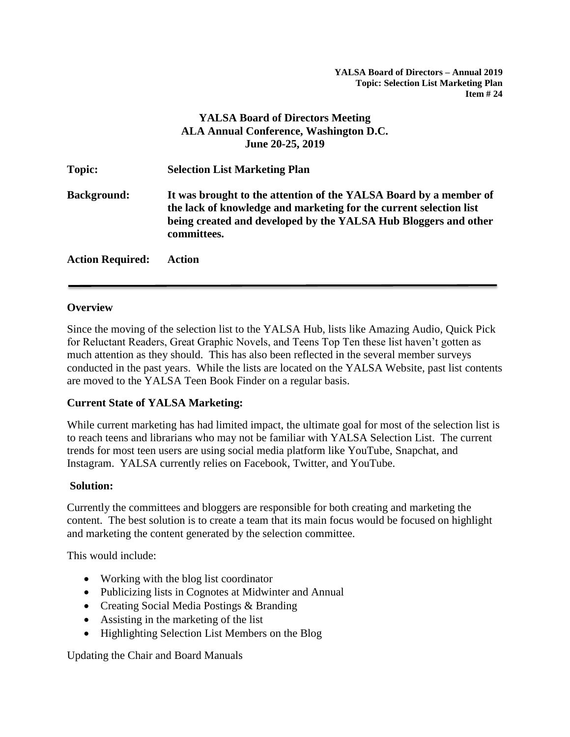**YALSA Board of Directors – Annual 2019**
**Topic: Selection List Marketing Plan**
**Item # 24**

# YALSA Board of Directors Meeting
# ALA Annual Conference, Washington D.C.
# June 20-25, 2019

**Topic:** **Selection List Marketing Plan**

**Background:** **It was brought to the attention of the YALSA Board by a member of the lack of knowledge and marketing for the current selection list being created and developed by the YALSA Hub Bloggers and other committees.**

**Action Required:** **Action**

---

## Overview

Since the moving of the selection list to the YALSA Hub, lists like Amazing Audio, Quick Pick for Reluctant Readers, Great Graphic Novels, and Teens Top Ten these list haven't gotten as much attention as they should. This has also been reflected in the several member surveys conducted in the past years. While the lists are located on the YALSA Website, past list contents are moved to the YALSA Teen Book Finder on a regular basis.

## Current State of YALSA Marketing:

While current marketing has had limited impact, the ultimate goal for most of the selection list is to reach teens and librarians who may not be familiar with YALSA Selection List. The current trends for most teen users are using social media platform like YouTube, Snapchat, and Instagram. YALSA currently relies on Facebook, Twitter, and YouTube.

## Solution:

Currently the committees and bloggers are responsible for both creating and marketing the content. The best solution is to create a team that its main focus would be focused on highlight and marketing the content generated by the selection committee.

This would include:

- Working with the blog list coordinator
- Publicizing lists in Cognotes at Midwinter and Annual
- Creating Social Media Postings & Branding
- Assisting in the marketing of the list
- Highlighting Selection List Members on the Blog

Updating the Chair and Board Manuals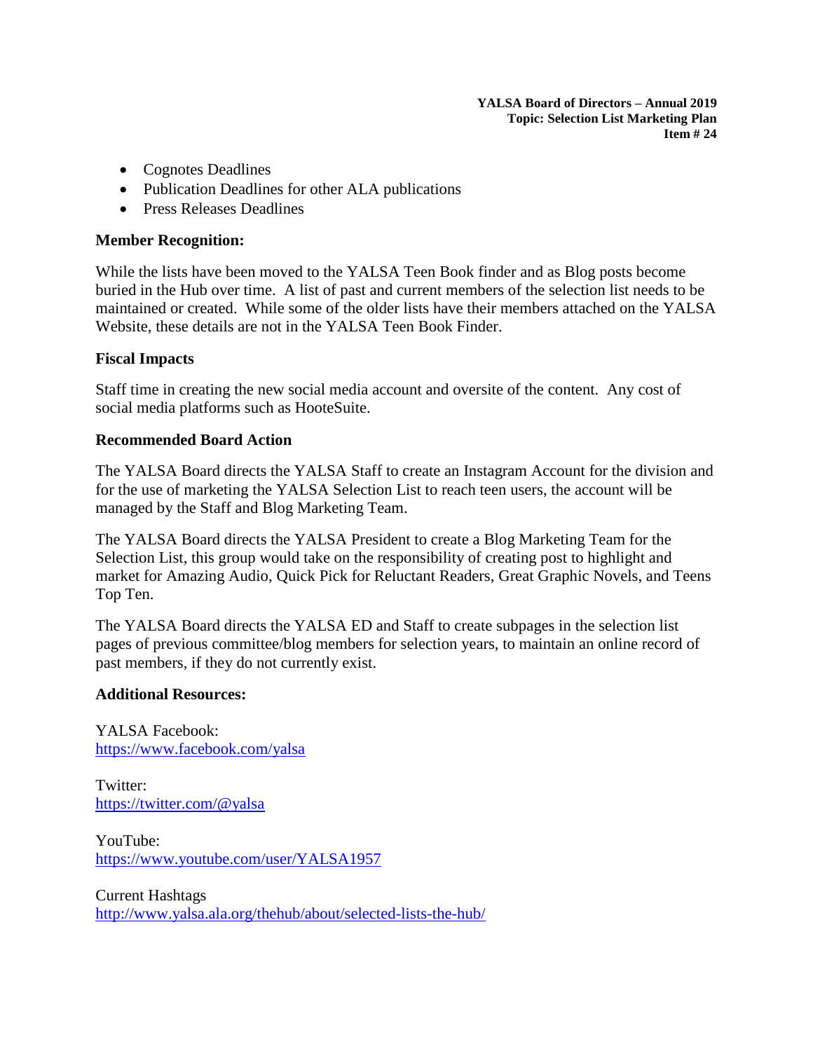- Cognotes Deadlines
- Publication Deadlines for other ALA publications
- Press Releases Deadlines

**Member Recognition:**

While the lists have been moved to the YALSA Teen Book finder and as Blog posts become buried in the Hub over time. A list of past and current members of the selection list needs to be maintained or created. While some of the older lists have their members attached on the YALSA Website, these details are not in the YALSA Teen Book Finder.

**Fiscal Impacts**

Staff time in creating the new social media account and oversite of the content. Any cost of social media platforms such as HooteSuite.

**Recommended Board Action**

The YALSA Board directs the YALSA Staff to create an Instagram Account for the division and for the use of marketing the YALSA Selection List to reach teen users, the account will be managed by the Staff and Blog Marketing Team.

The YALSA Board directs the YALSA President to create a Blog Marketing Team for the Selection List, this group would take on the responsibility of creating post to highlight and market for Amazing Audio, Quick Pick for Reluctant Readers, Great Graphic Novels, and Teens Top Ten.

The YALSA Board directs the YALSA ED and Staff to create subpages in the selection list pages of previous committee/blog members for selection years, to maintain an online record of past members, if they do not currently exist.

**Additional Resources:**

YALSA Facebook:
https://www.facebook.com/yalsa

Twitter:
https://twitter.com/@yalsa

YouTube:
https://www.youtube.com/user/YALSA1957

Current Hashtags
http://www.yalsa.ala.org/thehub/about/selected-lists-the-hub/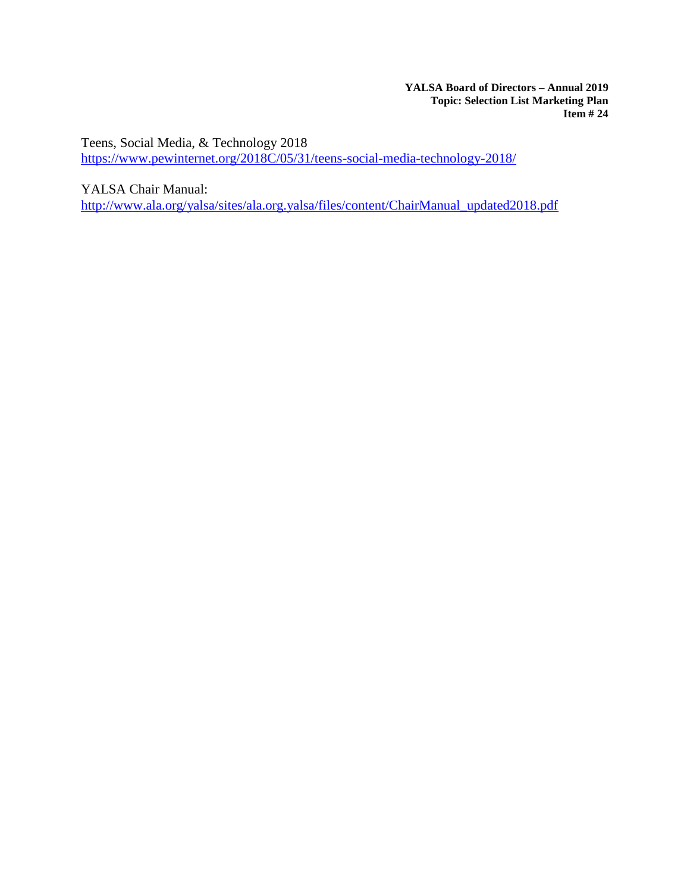Teens, Social Media, & Technology 2018
https://www.pewinternet.org/2018C/05/31/teens-social-media-technology-2018/

YALSA Chair Manual:
http://www.ala.org/yalsa/sites/ala.org.yalsa/files/content/ChairManual_updated2018.pdf